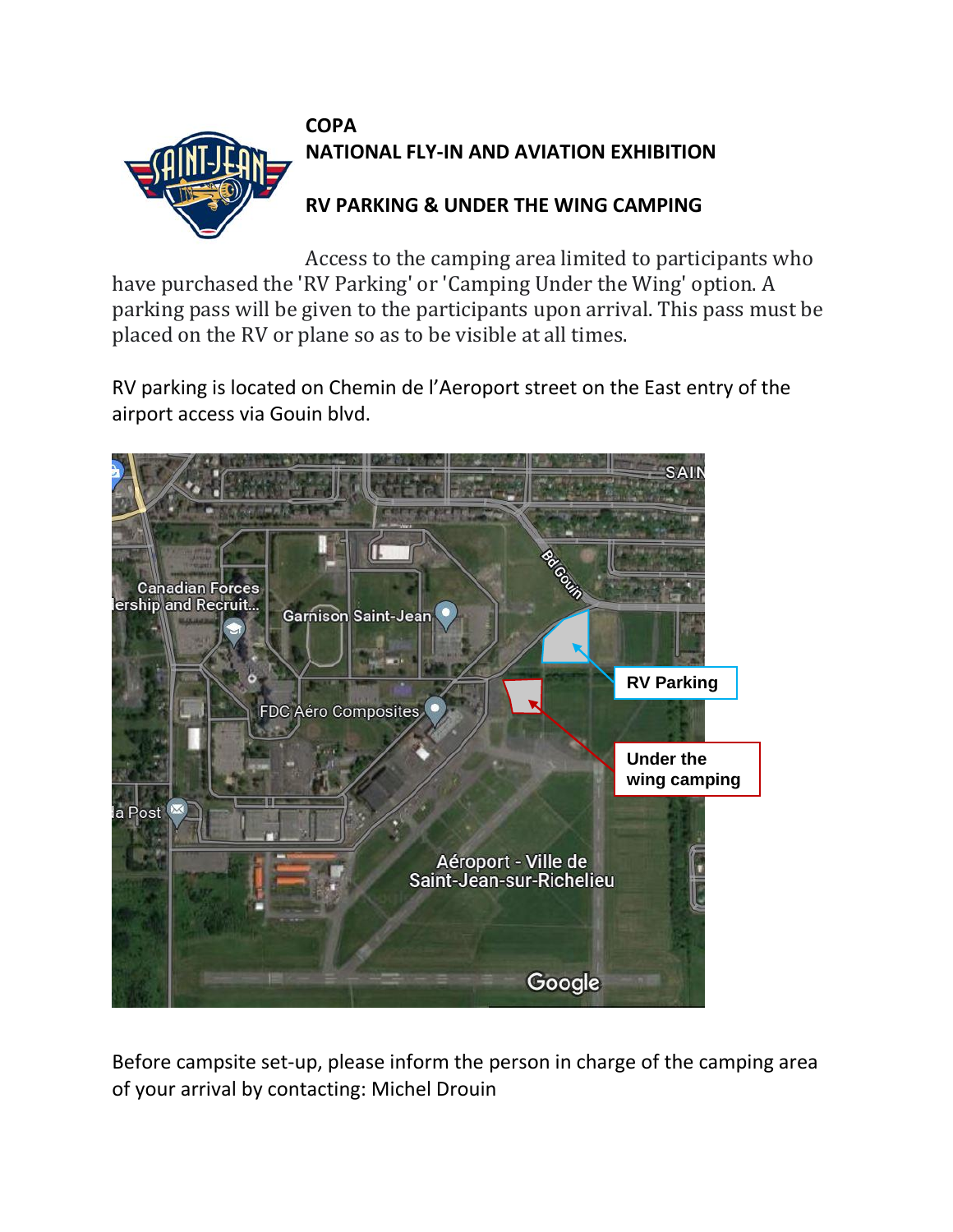**COPA**
**NATIONAL FLY-IN AND AVIATION EXHIBITION**

**RV PARKING & UNDER THE WING CAMPING**

Access to the camping area limited to participants who have purchased the 'RV Parking' or 'Camping Under the Wing' option. A parking pass will be given to the participants upon arrival. This pass must be placed on the RV or plane so as to be visible at all times.

RV parking is located on Chemin de l'Aeroport street on the East entry of the airport access via Gouin blvd.

Before campsite set-up, please inform the person in charge of the camping area of your arrival by contacting: Michel Drouin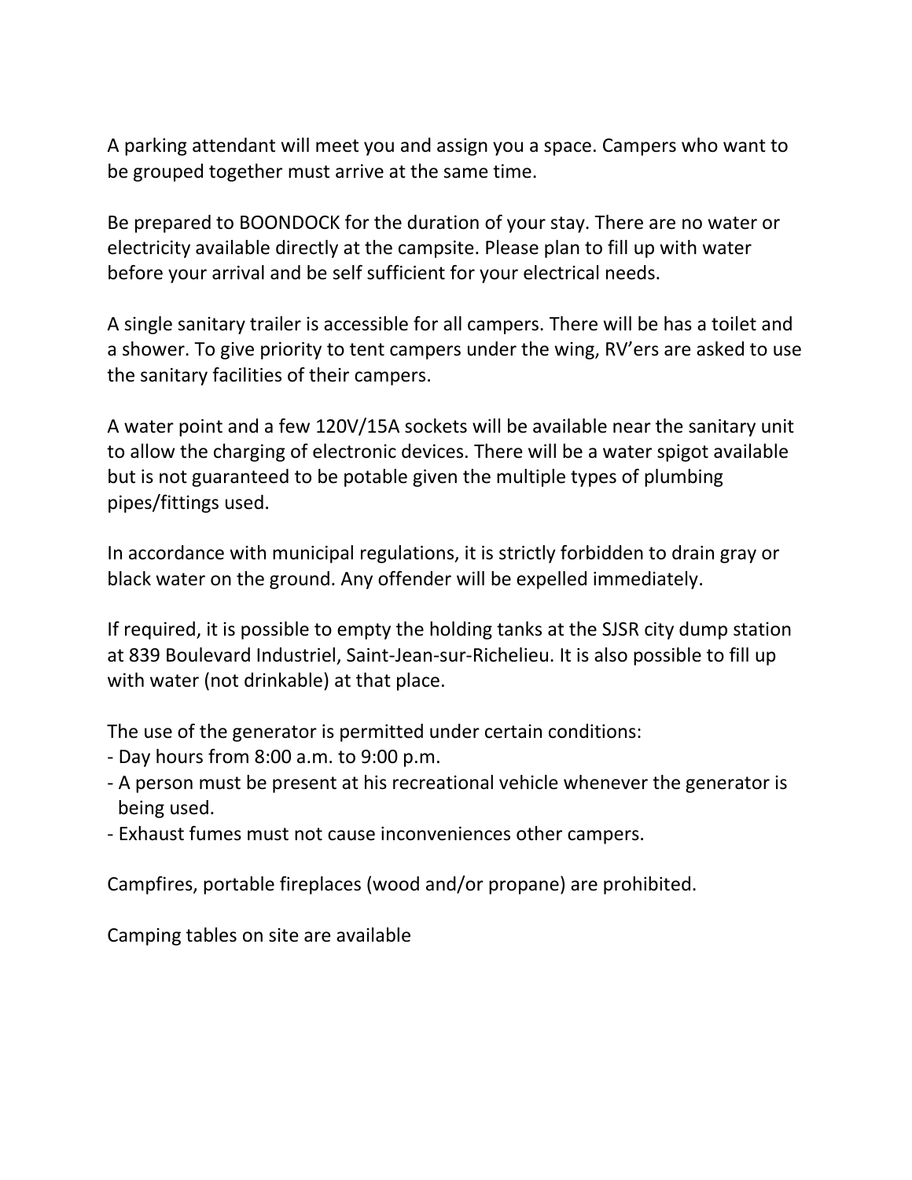A parking attendant will meet you and assign you a space. Campers who want to be grouped together must arrive at the same time.

Be prepared to BOONDOCK for the duration of your stay. There are no water or electricity available directly at the campsite. Please plan to fill up with water before your arrival and be self sufficient for your electrical needs.

A single sanitary trailer is accessible for all campers. There will be has a toilet and a shower. To give priority to tent campers under the wing, RV'ers are asked to use the sanitary facilities of their campers.

A water point and a few 120V/15A sockets will be available near the sanitary unit to allow the charging of electronic devices. There will be a water spigot available but is not guaranteed to be potable given the multiple types of plumbing pipes/fittings used.

In accordance with municipal regulations, it is strictly forbidden to drain gray or black water on the ground. Any offender will be expelled immediately.

If required, it is possible to empty the holding tanks at the SJSR city dump station at 839 Boulevard Industriel, Saint-Jean-sur-Richelieu. It is also possible to fill up with water (not drinkable) at that place.

The use of the generator is permitted under certain conditions:
- Day hours from 8:00 a.m. to 9:00 p.m.
- A person must be present at his recreational vehicle whenever the generator is being used.
- Exhaust fumes must not cause inconveniences other campers.

Campfires, portable fireplaces (wood and/or propane) are prohibited.

Camping tables on site are available